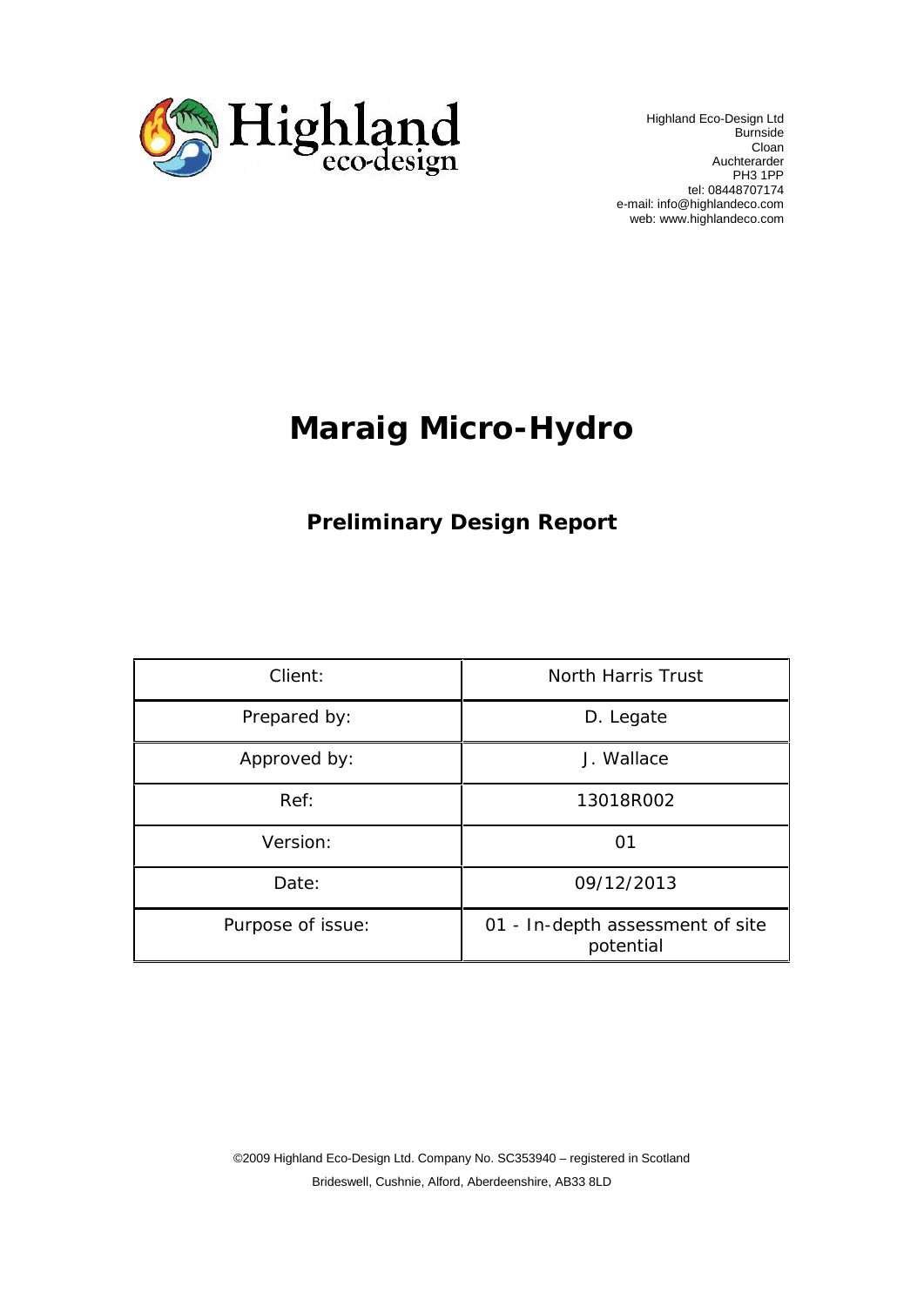Highland eco-design

Highland Eco-Design Ltd
Burnside
Cloan
Auchterarder
PH3 1PP
tel: 08448707174
e-mail: info@highlandeco.com
web: www.highlandeco.com

# Maraig Micro-Hydro

## Preliminary Design Report

| Client: | North Harris Trust |
|---|---|
| Prepared by: | D. Legate |
| Approved by: | J. Wallace |
| Ref: | 13018R002 |
| Version: | 01 |
| Date: | 09/12/2013 |
| Purpose of issue: | 01 - In-depth assessment of site potential |

©2009 Highland Eco-Design Ltd. Company No. SC353940 – registered in Scotland

Brideswell, Cushnie, Alford, Aberdeenshire, AB33 8LD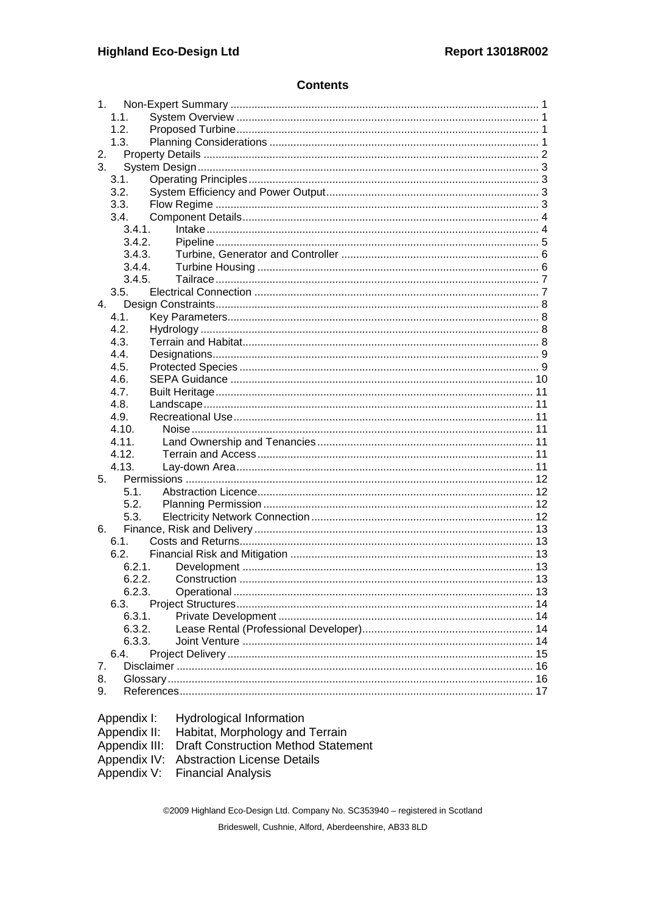## Contents

1. Non-Expert Summary ..... 1
   - 1.1. System Overview ..... 1
   - 1.2. Proposed Turbine ..... 1
   - 1.3. Planning Considerations ..... 1
2. Property Details ..... 2
3. System Design ..... 3
   - 3.1. Operating Principles ..... 3
   - 3.2. System Efficiency and Power Output ..... 3
   - 3.3. Flow Regime ..... 3
   - 3.4. Component Details ..... 4
     - 3.4.1. Intake ..... 4
     - 3.4.2. Pipeline ..... 5
     - 3.4.3. Turbine, Generator and Controller ..... 6
     - 3.4.4. Turbine Housing ..... 6
     - 3.4.5. Tailrace ..... 7
   - 3.5. Electrical Connection ..... 7
4. Design Constraints ..... 8
   - 4.1. Key Parameters ..... 8
   - 4.2. Hydrology ..... 8
   - 4.3. Terrain and Habitat ..... 8
   - 4.4. Designations ..... 9
   - 4.5. Protected Species ..... 9
   - 4.6. SEPA Guidance ..... 10
   - 4.7. Built Heritage ..... 11
   - 4.8. Landscape ..... 11
   - 4.9. Recreational Use ..... 11
   - 4.10. Noise ..... 11
   - 4.11. Land Ownership and Tenancies ..... 11
   - 4.12. Terrain and Access ..... 11
   - 4.13. Lay-down Area ..... 11
5. Permissions ..... 12
   - 5.1. Abstraction Licence ..... 12
   - 5.2. Planning Permission ..... 12
   - 5.3. Electricity Network Connection ..... 12
6. Finance, Risk and Delivery ..... 13
   - 6.1. Costs and Returns ..... 13
   - 6.2. Financial Risk and Mitigation ..... 13
     - 6.2.1. Development ..... 13
     - 6.2.2. Construction ..... 13
     - 6.2.3. Operational ..... 13
   - 6.3. Project Structures ..... 14
     - 6.3.1. Private Development ..... 14
     - 6.3.2. Lease Rental (Professional Developer) ..... 14
     - 6.3.3. Joint Venture ..... 14
   - 6.4. Project Delivery ..... 15
7. Disclaimer ..... 16
8. Glossary ..... 16
9. References ..... 17

Appendix I: Hydrological Information
Appendix II: Habitat, Morphology and Terrain
Appendix III: Draft Construction Method Statement
Appendix IV: Abstraction License Details
Appendix V: Financial Analysis

©2009 Highland Eco-Design Ltd. Company No. SC353940 – registered in Scotland

Brideswell, Cushnie, Alford, Aberdeenshire, AB33 8LD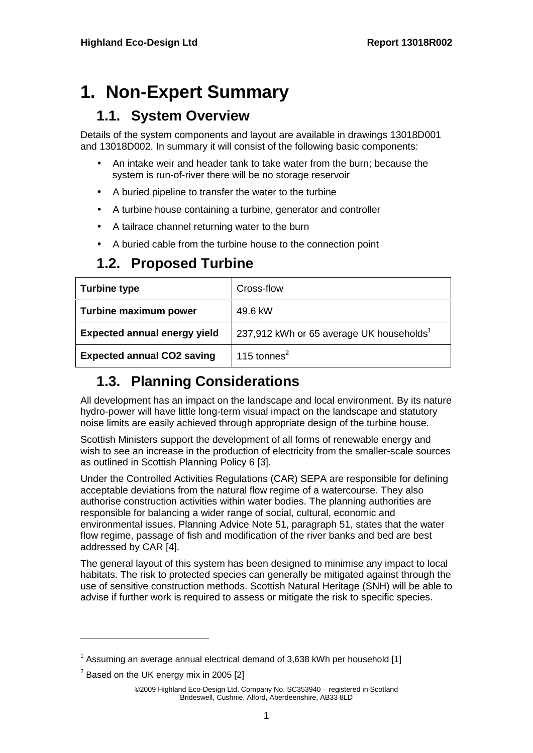# 1. Non-Expert Summary

## 1.1. System Overview

Details of the system components and layout are available in drawings 13018D001 and 13018D002. In summary it will consist of the following basic components:

- An intake weir and header tank to take water from the burn; because the system is run-of-river there will be no storage reservoir
- A buried pipeline to transfer the water to the turbine
- A turbine house containing a turbine, generator and controller
- A tailrace channel returning water to the burn
- A buried cable from the turbine house to the connection point

## 1.2. Proposed Turbine

| **Turbine type** | Cross-flow |
|---|---|
| **Turbine maximum power** | 49.6 kW |
| **Expected annual energy yield** | 237,912 kWh or 65 average UK households[1] |
| **Expected annual CO2 saving** | 115 tonnes[2] |

## 1.3. Planning Considerations

All development has an impact on the landscape and local environment. By its nature hydro-power will have little long-term visual impact on the landscape and statutory noise limits are easily achieved through appropriate design of the turbine house.

Scottish Ministers support the development of all forms of renewable energy and wish to see an increase in the production of electricity from the smaller-scale sources as outlined in Scottish Planning Policy 6 [3].

Under the Controlled Activities Regulations (CAR) SEPA are responsible for defining acceptable deviations from the natural flow regime of a watercourse. They also authorise construction activities within water bodies. The planning authorities are responsible for balancing a wider range of social, cultural, economic and environmental issues. Planning Advice Note 51, paragraph 51, states that the water flow regime, passage of fish and modification of the river banks and bed are best addressed by CAR [4].

The general layout of this system has been designed to minimise any impact to local habitats. The risk to protected species can generally be mitigated against through the use of sensitive construction methods. Scottish Natural Heritage (SNH) will be able to advise if further work is required to assess or mitigate the risk to specific species.

---

[1] Assuming an average annual electrical demand of 3,638 kWh per household [1]

[2] Based on the UK energy mix in 2005 [2]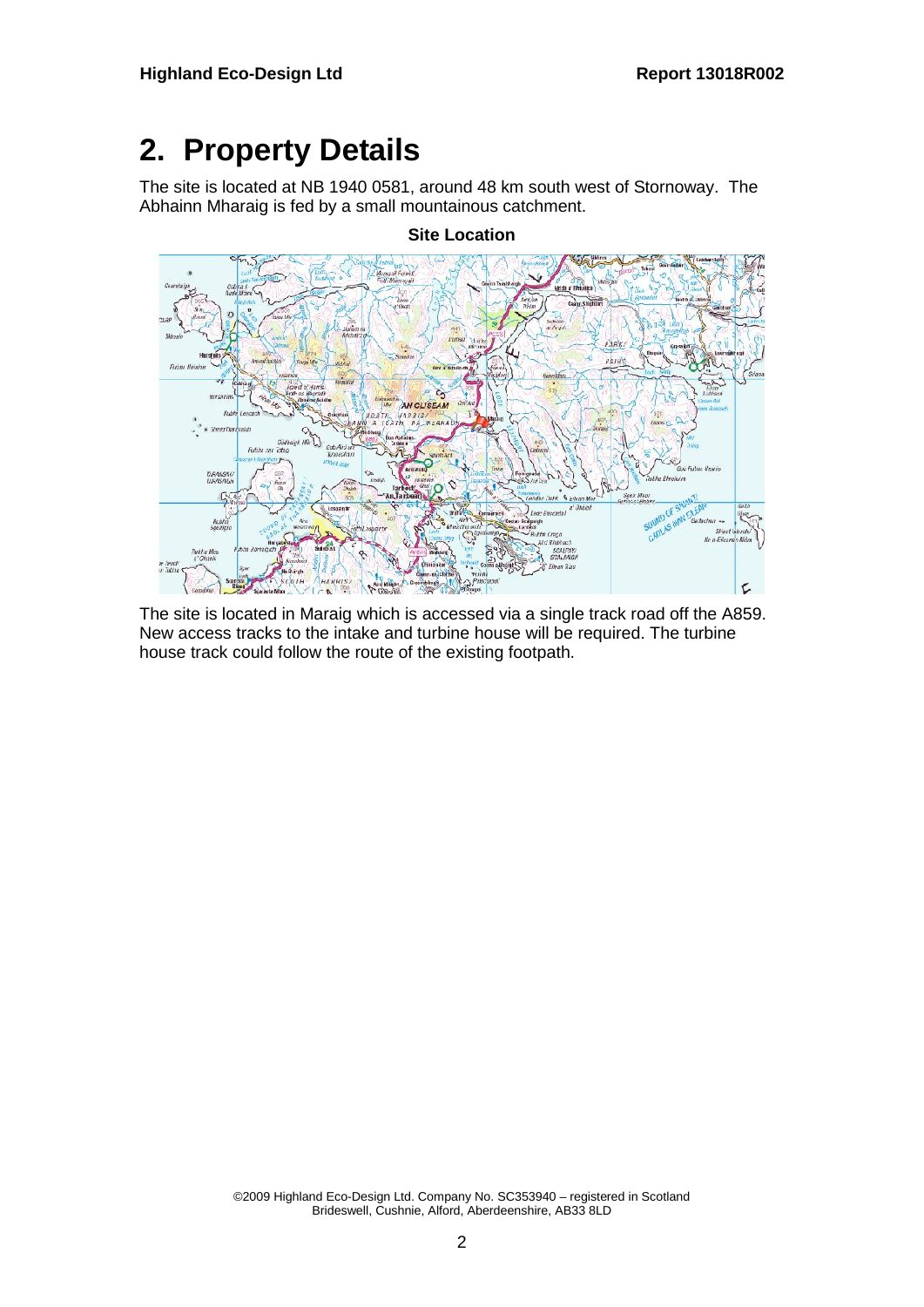# 2. Property Details

The site is located at NB 1940 0581, around 48 km south west of Stornoway. The Abhainn Mharaig is fed by a small mountainous catchment.

**Site Location**

The site is located in Maraig which is accessed via a single track road off the A859. New access tracks to the intake and turbine house will be required. The turbine house track could follow the route of the existing footpath.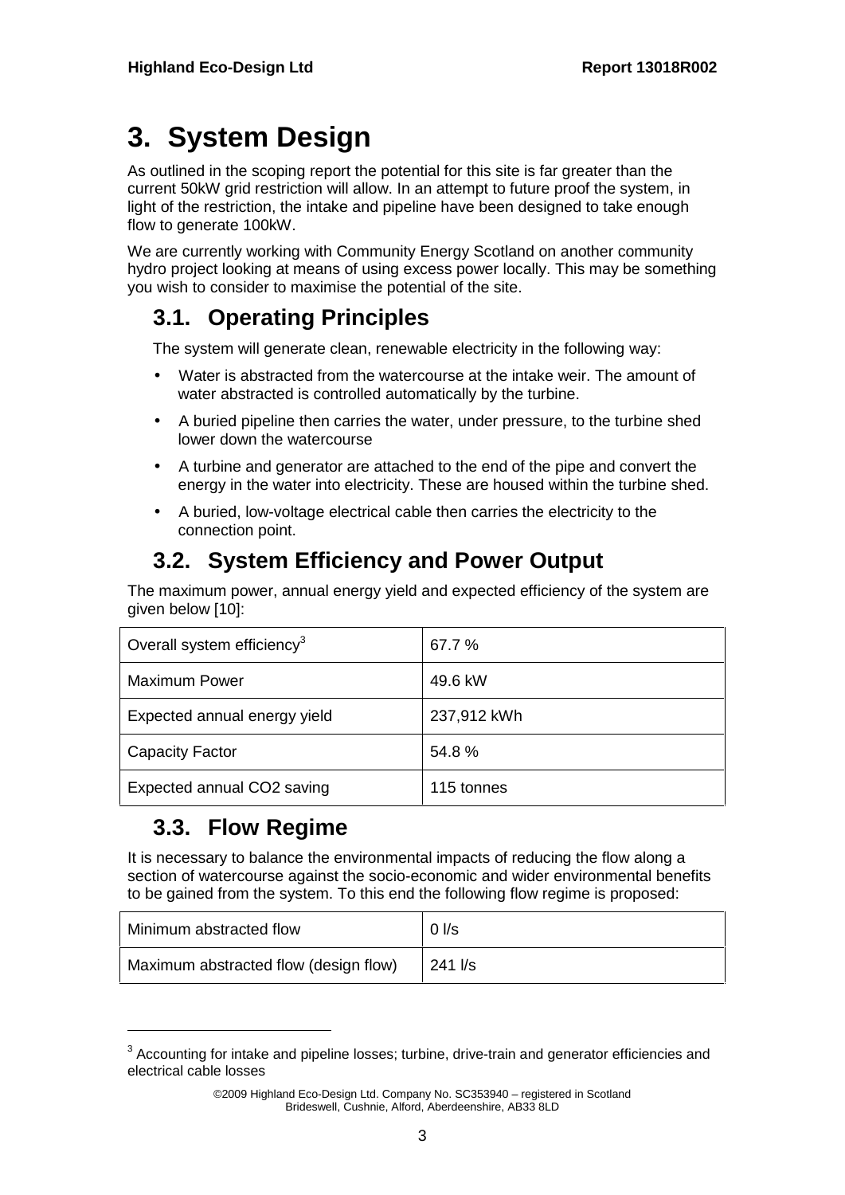# 3. System Design

As outlined in the scoping report the potential for this site is far greater than the current 50kW grid restriction will allow. In an attempt to future proof the system, in light of the restriction, the intake and pipeline have been designed to take enough flow to generate 100kW.

We are currently working with Community Energy Scotland on another community hydro project looking at means of using excess power locally. This may be something you wish to consider to maximise the potential of the site.

## 3.1. Operating Principles

The system will generate clean, renewable electricity in the following way:

- Water is abstracted from the watercourse at the intake weir. The amount of water abstracted is controlled automatically by the turbine.
- A buried pipeline then carries the water, under pressure, to the turbine shed lower down the watercourse
- A turbine and generator are attached to the end of the pipe and convert the energy in the water into electricity. These are housed within the turbine shed.
- A buried, low-voltage electrical cable then carries the electricity to the connection point.

## 3.2. System Efficiency and Power Output

The maximum power, annual energy yield and expected efficiency of the system are given below [10]:

| | |
|---|---|
| Overall system efficiency[3] | 67.7 % |
| Maximum Power | 49.6 kW |
| Expected annual energy yield | 237,912 kWh |
| Capacity Factor | 54.8 % |
| Expected annual CO2 saving | 115 tonnes |

## 3.3. Flow Regime

It is necessary to balance the environmental impacts of reducing the flow along a section of watercourse against the socio-economic and wider environmental benefits to be gained from the system. To this end the following flow regime is proposed:

| | |
|---|---|
| Minimum abstracted flow | 0 l/s |
| Maximum abstracted flow (design flow) | 241 l/s |

[3] Accounting for intake and pipeline losses; turbine, drive-train and generator efficiencies and electrical cable losses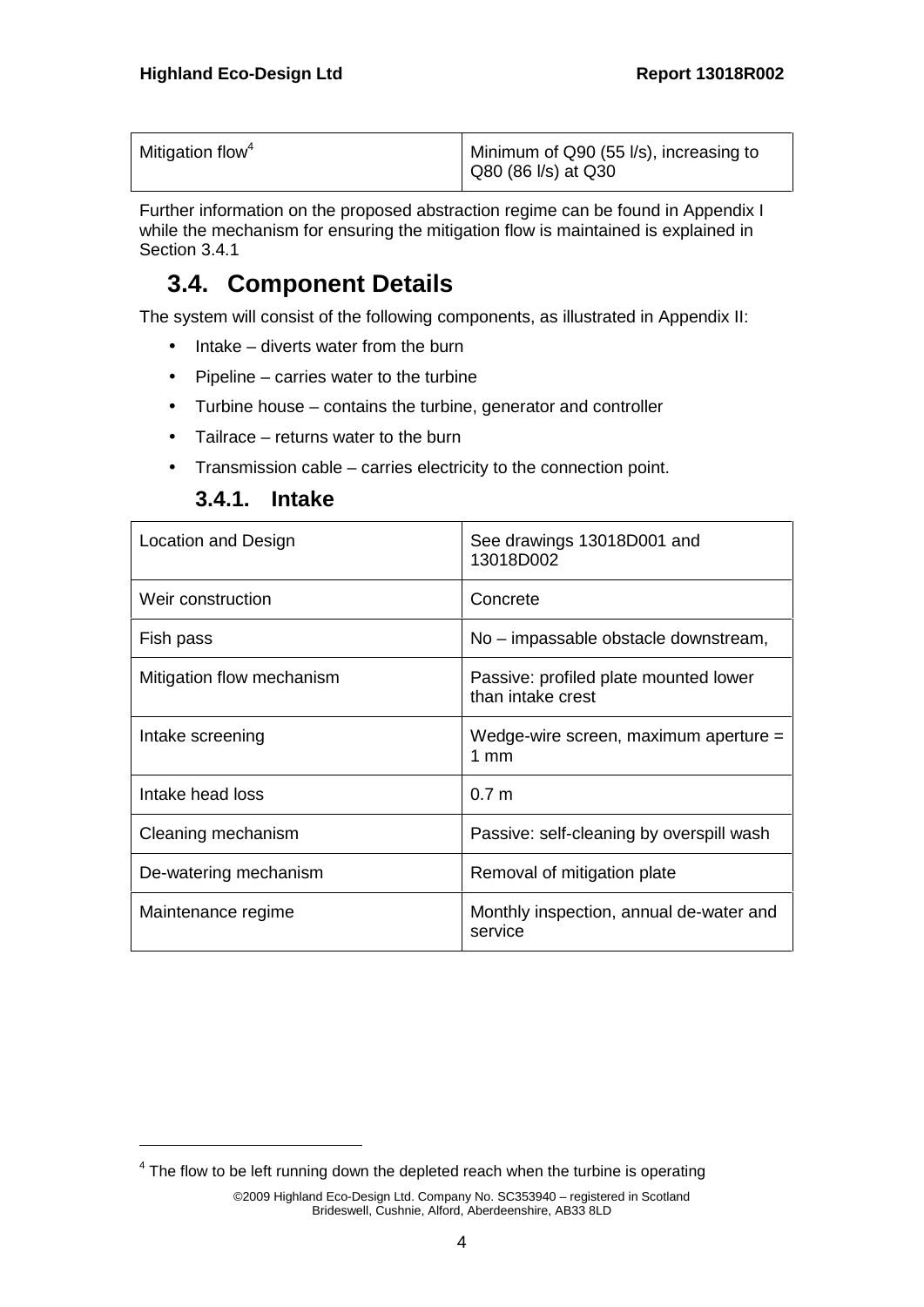| Mitigation flow[4] | Minimum of Q90 (55 l/s), increasing to Q80 (86 l/s) at Q30 |
|---|---|

Further information on the proposed abstraction regime can be found in Appendix I while the mechanism for ensuring the mitigation flow is maintained is explained in Section 3.4.1

## 3.4. Component Details

The system will consist of the following components, as illustrated in Appendix II:

- Intake – diverts water from the burn
- Pipeline – carries water to the turbine
- Turbine house – contains the turbine, generator and controller
- Tailrace – returns water to the burn
- Transmission cable – carries electricity to the connection point.

### 3.4.1. Intake

| Location and Design | See drawings 13018D001 and 13018D002 |
|---|---|
| Weir construction | Concrete |
| Fish pass | No – impassable obstacle downstream, |
| Mitigation flow mechanism | Passive: profiled plate mounted lower than intake crest |
| Intake screening | Wedge-wire screen, maximum aperture = 1 mm |
| Intake head loss | 0.7 m |
| Cleaning mechanism | Passive: self-cleaning by overspill wash |
| De-watering mechanism | Removal of mitigation plate |
| Maintenance regime | Monthly inspection, annual de-water and service |

[4] The flow to be left running down the depleted reach when the turbine is operating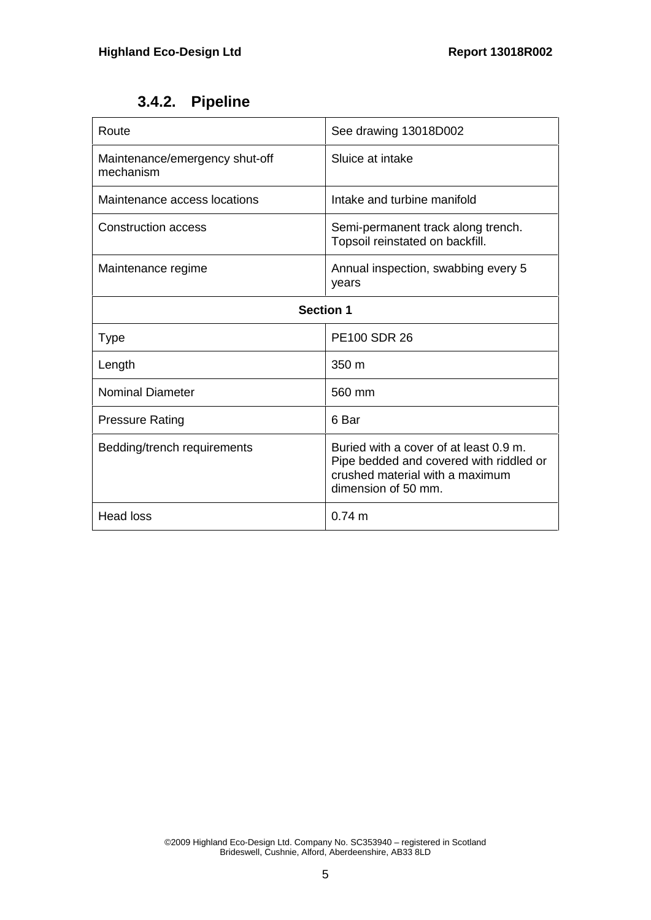### 3.4.2. Pipeline

| Route | See drawing 13018D002 |
|---|---|
| Maintenance/emergency shut-off mechanism | Sluice at intake |
| Maintenance access locations | Intake and turbine manifold |
| Construction access | Semi-permanent track along trench. Topsoil reinstated on backfill. |
| Maintenance regime | Annual inspection, swabbing every 5 years |
| **Section 1** | |
| Type | PE100 SDR 26 |
| Length | 350 m |
| Nominal Diameter | 560 mm |
| Pressure Rating | 6 Bar |
| Bedding/trench requirements | Buried with a cover of at least 0.9 m. Pipe bedded and covered with riddled or crushed material with a maximum dimension of 50 mm. |
| Head loss | 0.74 m |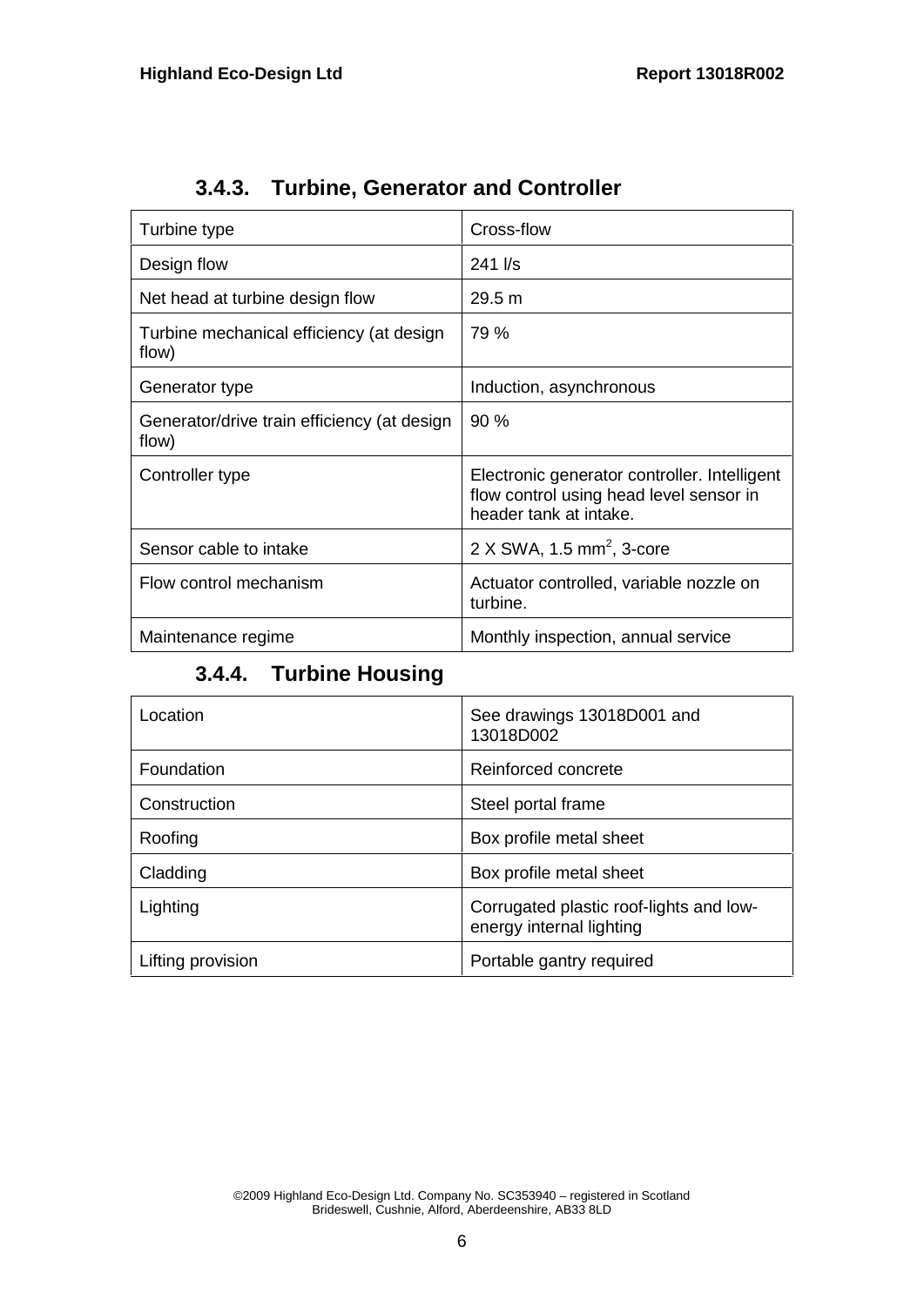### 3.4.3. Turbine, Generator and Controller

| | |
|---|---|
| Turbine type | Cross-flow |
| Design flow | 241 l/s |
| Net head at turbine design flow | 29.5 m |
| Turbine mechanical efficiency (at design flow) | 79 % |
| Generator type | Induction, asynchronous |
| Generator/drive train efficiency (at design flow) | 90 % |
| Controller type | Electronic generator controller. Intelligent flow control using head level sensor in header tank at intake. |
| Sensor cable to intake | 2 X SWA, 1.5 $mm^2$, 3-core |
| Flow control mechanism | Actuator controlled, variable nozzle on turbine. |
| Maintenance regime | Monthly inspection, annual service |

### 3.4.4. Turbine Housing

| | |
|---|---|
| Location | See drawings 13018D001 and 13018D002 |
| Foundation | Reinforced concrete |
| Construction | Steel portal frame |
| Roofing | Box profile metal sheet |
| Cladding | Box profile metal sheet |
| Lighting | Corrugated plastic roof-lights and low-energy internal lighting |
| Lifting provision | Portable gantry required |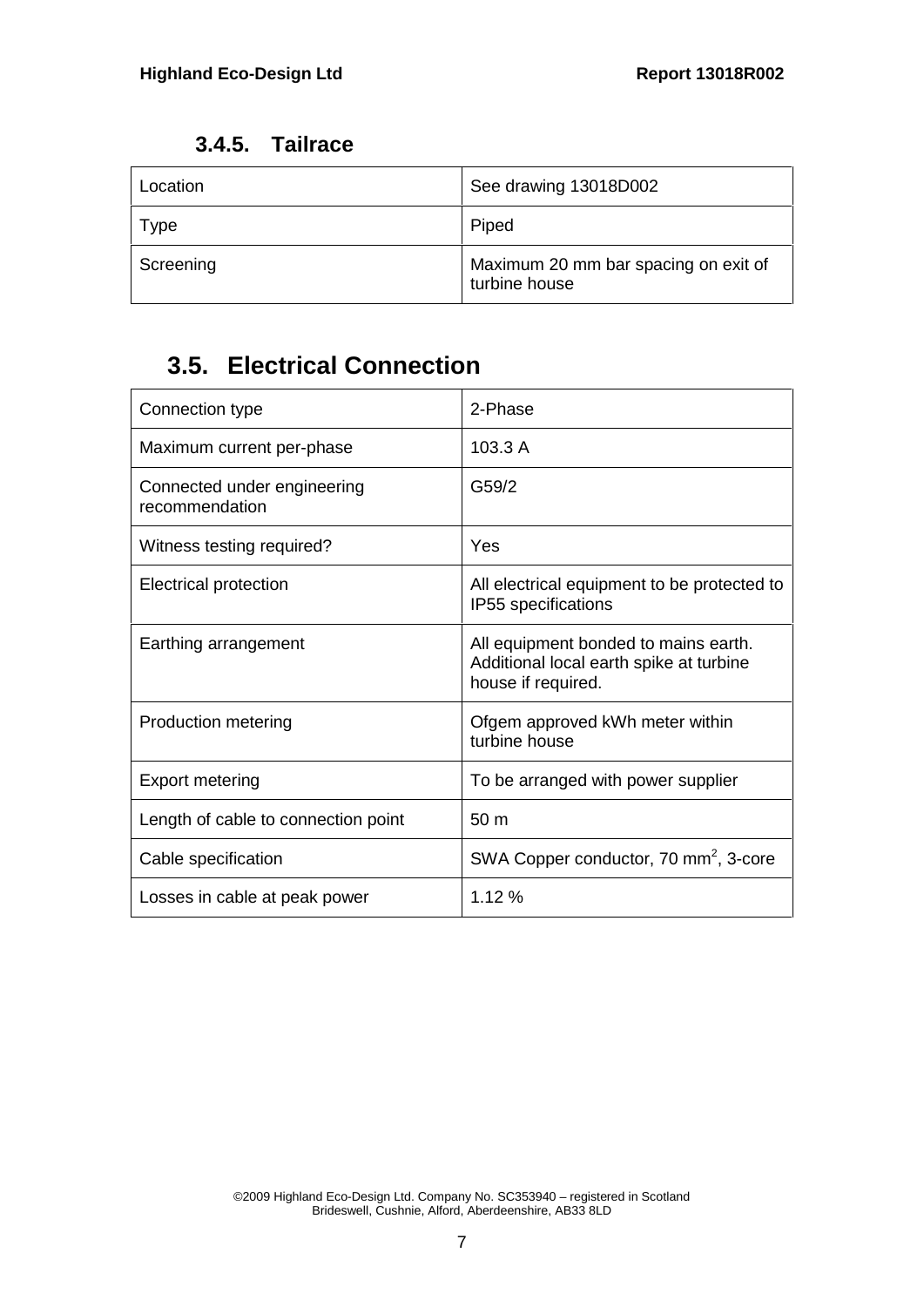### 3.4.5. Tailrace

| | |
|---|---|
| Location | See drawing 13018D002 |
| Type | Piped |
| Screening | Maximum 20 mm bar spacing on exit of turbine house |

## 3.5. Electrical Connection

| | |
|---|---|
| Connection type | 2-Phase |
| Maximum current per-phase | 103.3 A |
| Connected under engineering recommendation | G59/2 |
| Witness testing required? | Yes |
| Electrical protection | All electrical equipment to be protected to IP55 specifications |
| Earthing arrangement | All equipment bonded to mains earth. Additional local earth spike at turbine house if required. |
| Production metering | Ofgem approved kWh meter within turbine house |
| Export metering | To be arranged with power supplier |
| Length of cable to connection point | 50 m |
| Cable specification | SWA Copper conductor, 70 $mm^2$, 3-core |
| Losses in cable at peak power | 1.12 % |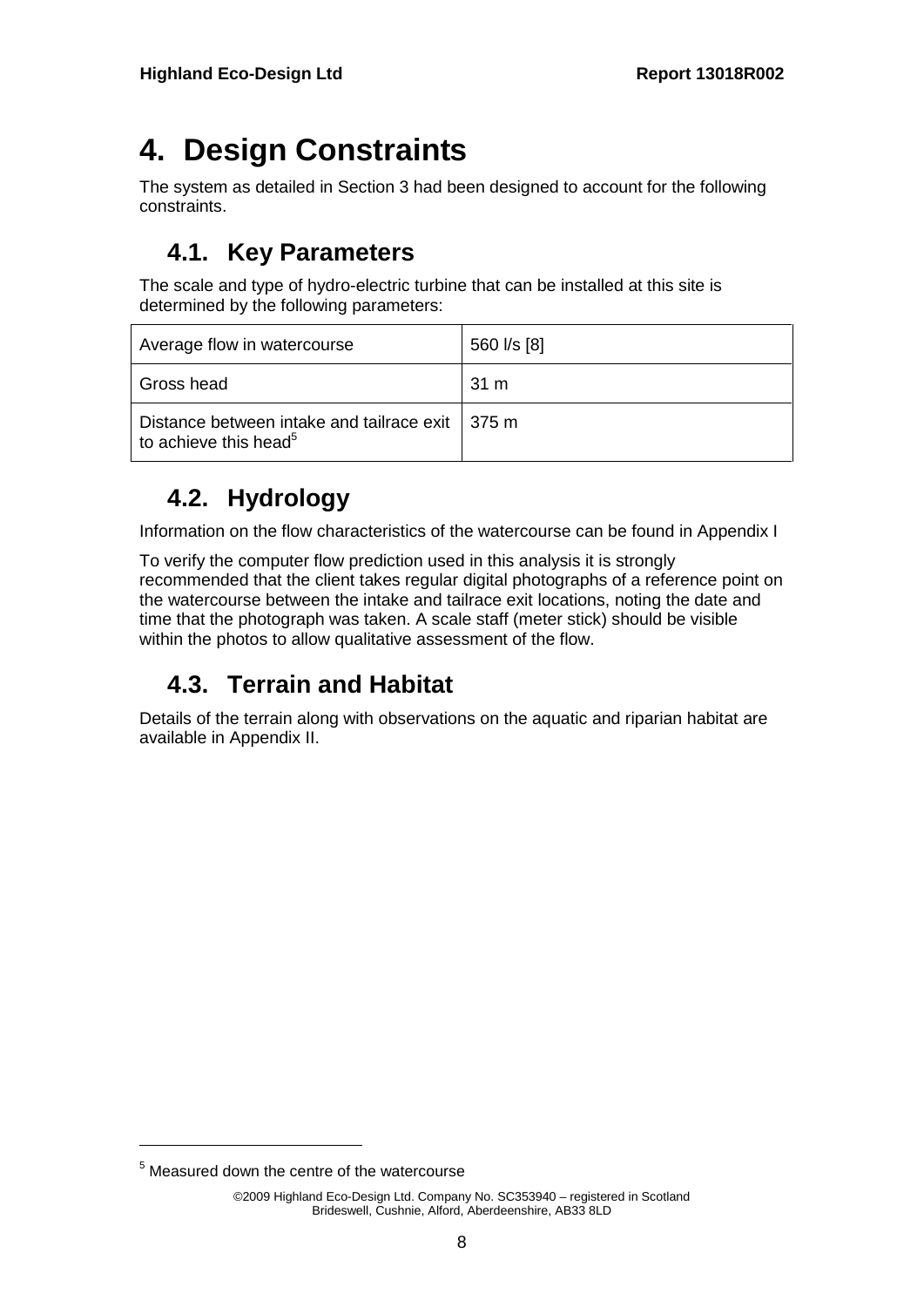# 4. Design Constraints

The system as detailed in Section 3 had been designed to account for the following constraints.

## 4.1. Key Parameters

The scale and type of hydro-electric turbine that can be installed at this site is determined by the following parameters:

| | |
|---|---|
| Average flow in watercourse | 560 l/s [8] |
| Gross head | 31 m |
| Distance between intake and tailrace exit to achieve this head[5] | 375 m |

## 4.2. Hydrology

Information on the flow characteristics of the watercourse can be found in Appendix I

To verify the computer flow prediction used in this analysis it is strongly recommended that the client takes regular digital photographs of a reference point on the watercourse between the intake and tailrace exit locations, noting the date and time that the photograph was taken. A scale staff (meter stick) should be visible within the photos to allow qualitative assessment of the flow.

## 4.3. Terrain and Habitat

Details of the terrain along with observations on the aquatic and riparian habitat are available in Appendix II.

[5] Measured down the centre of the watercourse

©2009 Highland Eco-Design Ltd. Company No. SC353940 – registered in Scotland
Brideswell, Cushnie, Alford, Aberdeenshire, AB33 8LD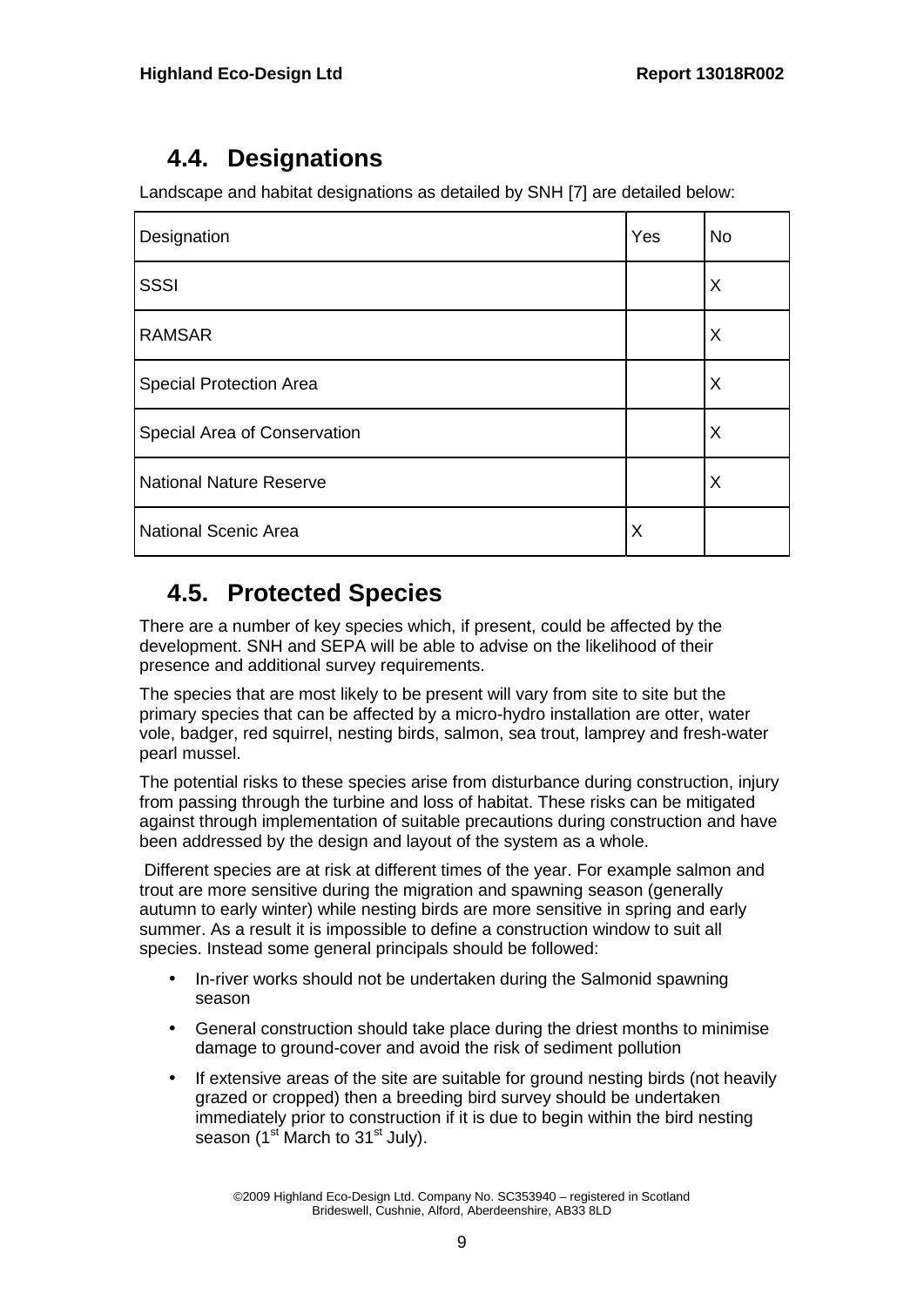## 4.4. Designations

Landscape and habitat designations as detailed by SNH [7] are detailed below:

| Designation | Yes | No |
|---|---|---|
| SSSI | | X |
| RAMSAR | | X |
| Special Protection Area | | X |
| Special Area of Conservation | | X |
| National Nature Reserve | | X |
| National Scenic Area | X | |

## 4.5. Protected Species

There are a number of key species which, if present, could be affected by the development. SNH and SEPA will be able to advise on the likelihood of their presence and additional survey requirements.

The species that are most likely to be present will vary from site to site but the primary species that can be affected by a micro-hydro installation are otter, water vole, badger, red squirrel, nesting birds, salmon, sea trout, lamprey and fresh-water pearl mussel.

The potential risks to these species arise from disturbance during construction, injury from passing through the turbine and loss of habitat. These risks can be mitigated against through implementation of suitable precautions during construction and have been addressed by the design and layout of the system as a whole.

Different species are at risk at different times of the year. For example salmon and trout are more sensitive during the migration and spawning season (generally autumn to early winter) while nesting birds are more sensitive in spring and early summer. As a result it is impossible to define a construction window to suit all species. Instead some general principals should be followed:

- In-river works should not be undertaken during the Salmonid spawning season
- General construction should take place during the driest months to minimise damage to ground-cover and avoid the risk of sediment pollution
- If extensive areas of the site are suitable for ground nesting birds (not heavily grazed or cropped) then a breeding bird survey should be undertaken immediately prior to construction if it is due to begin within the bird nesting season (1st March to 31st July).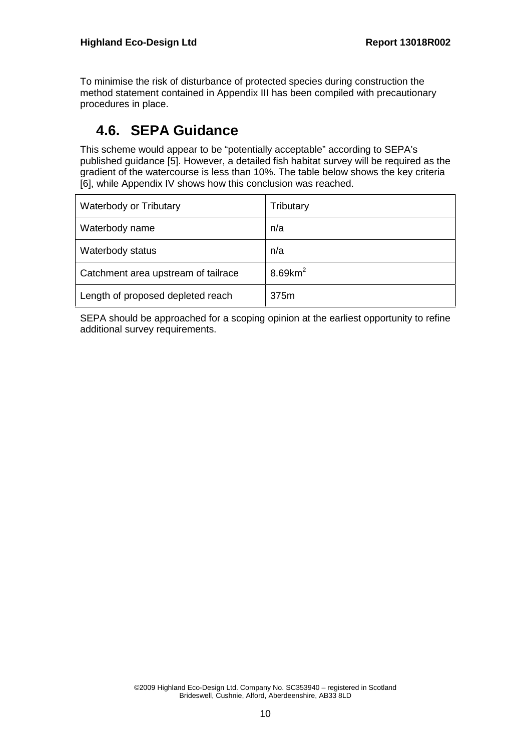To minimise the risk of disturbance of protected species during construction the method statement contained in Appendix III has been compiled with precautionary procedures in place.

## 4.6. SEPA Guidance

This scheme would appear to be "potentially acceptable" according to SEPA's published guidance [5]. However, a detailed fish habitat survey will be required as the gradient of the watercourse is less than 10%. The table below shows the key criteria [6], while Appendix IV shows how this conclusion was reached.

| | |
|---|---|
| Waterbody or Tributary | Tributary |
| Waterbody name | n/a |
| Waterbody status | n/a |
| Catchment area upstream of tailrace | $8.69km^2$ |
| Length of proposed depleted reach | 375m |

SEPA should be approached for a scoping opinion at the earliest opportunity to refine additional survey requirements.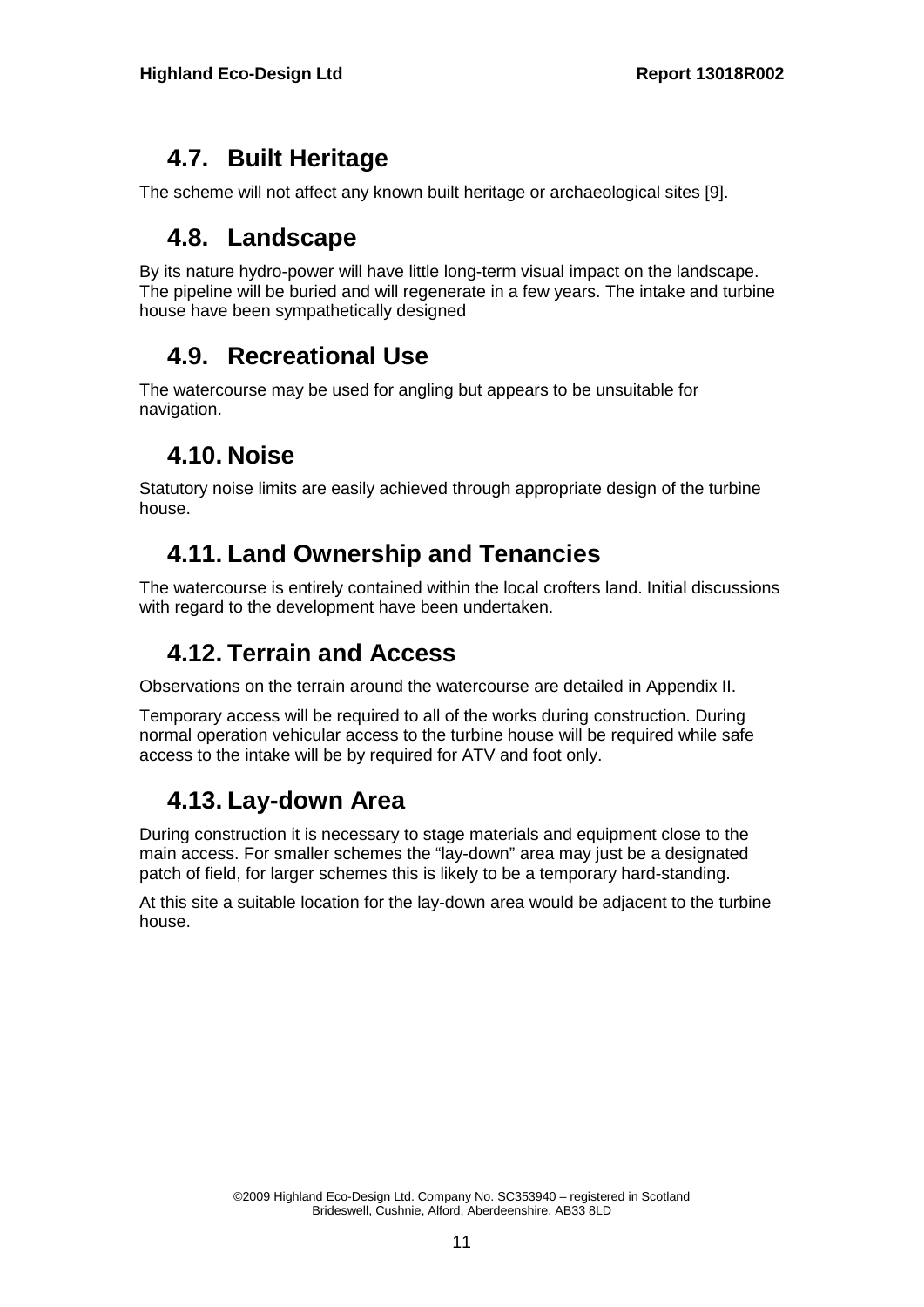## 4.7. Built Heritage

The scheme will not affect any known built heritage or archaeological sites [9].

## 4.8. Landscape

By its nature hydro-power will have little long-term visual impact on the landscape. The pipeline will be buried and will regenerate in a few years. The intake and turbine house have been sympathetically designed

## 4.9. Recreational Use

The watercourse may be used for angling but appears to be unsuitable for navigation.

## 4.10. Noise

Statutory noise limits are easily achieved through appropriate design of the turbine house.

## 4.11. Land Ownership and Tenancies

The watercourse is entirely contained within the local crofters land. Initial discussions with regard to the development have been undertaken.

## 4.12. Terrain and Access

Observations on the terrain around the watercourse are detailed in Appendix II.

Temporary access will be required to all of the works during construction. During normal operation vehicular access to the turbine house will be required while safe access to the intake will be by required for ATV and foot only.

## 4.13. Lay-down Area

During construction it is necessary to stage materials and equipment close to the main access. For smaller schemes the "lay-down" area may just be a designated patch of field, for larger schemes this is likely to be a temporary hard-standing.

At this site a suitable location for the lay-down area would be adjacent to the turbine house.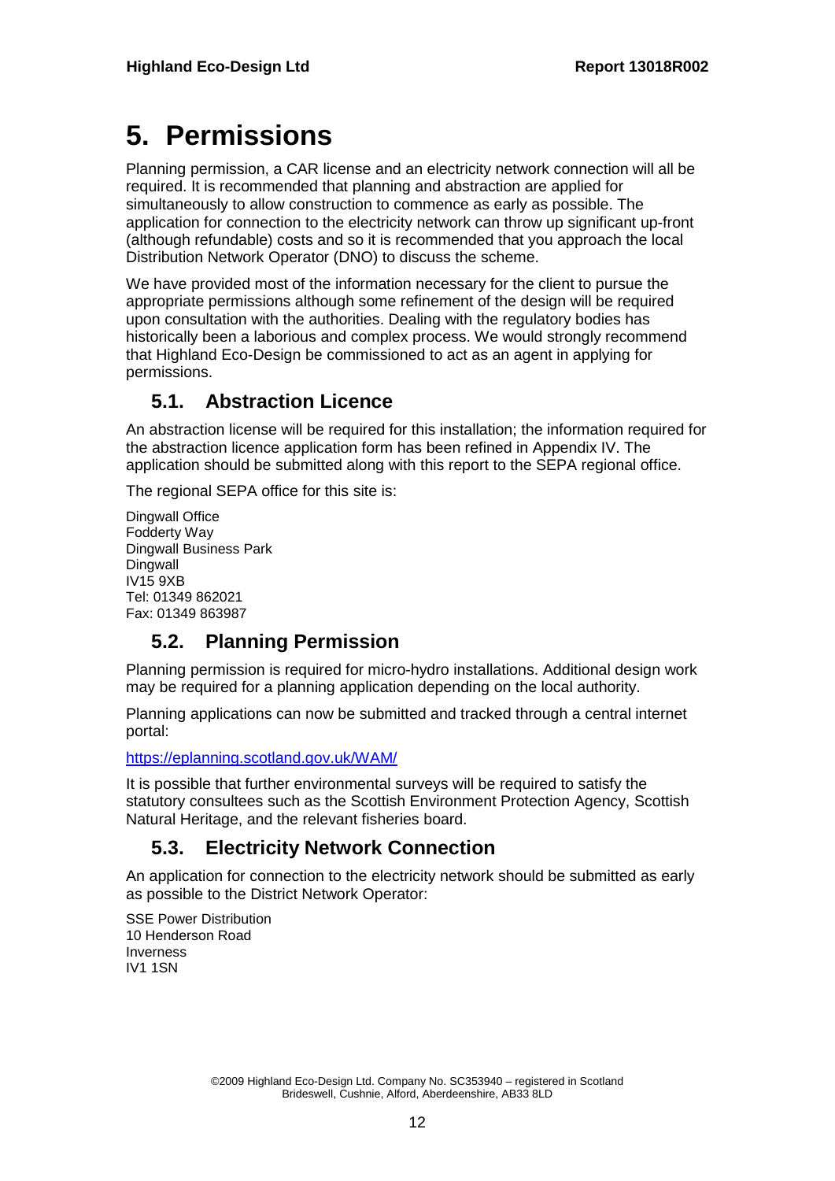# 5. Permissions

Planning permission, a CAR license and an electricity network connection will all be required. It is recommended that planning and abstraction are applied for simultaneously to allow construction to commence as early as possible. The application for connection to the electricity network can throw up significant up-front (although refundable) costs and so it is recommended that you approach the local Distribution Network Operator (DNO) to discuss the scheme.

We have provided most of the information necessary for the client to pursue the appropriate permissions although some refinement of the design will be required upon consultation with the authorities. Dealing with the regulatory bodies has historically been a laborious and complex process. We would strongly recommend that Highland Eco-Design be commissioned to act as an agent in applying for permissions.

## 5.1. Abstraction Licence

An abstraction license will be required for this installation; the information required for the abstraction licence application form has been refined in Appendix IV. The application should be submitted along with this report to the SEPA regional office.

The regional SEPA office for this site is:

Dingwall Office
Fodderty Way
Dingwall Business Park
Dingwall
IV15 9XB
Tel: 01349 862021
Fax: 01349 863987

## 5.2. Planning Permission

Planning permission is required for micro-hydro installations. Additional design work may be required for a planning application depending on the local authority.

Planning applications can now be submitted and tracked through a central internet portal:

https://eplanning.scotland.gov.uk/WAM/

It is possible that further environmental surveys will be required to satisfy the statutory consultees such as the Scottish Environment Protection Agency, Scottish Natural Heritage, and the relevant fisheries board.

## 5.3. Electricity Network Connection

An application for connection to the electricity network should be submitted as early as possible to the District Network Operator:

SSE Power Distribution
10 Henderson Road
Inverness
IV1 1SN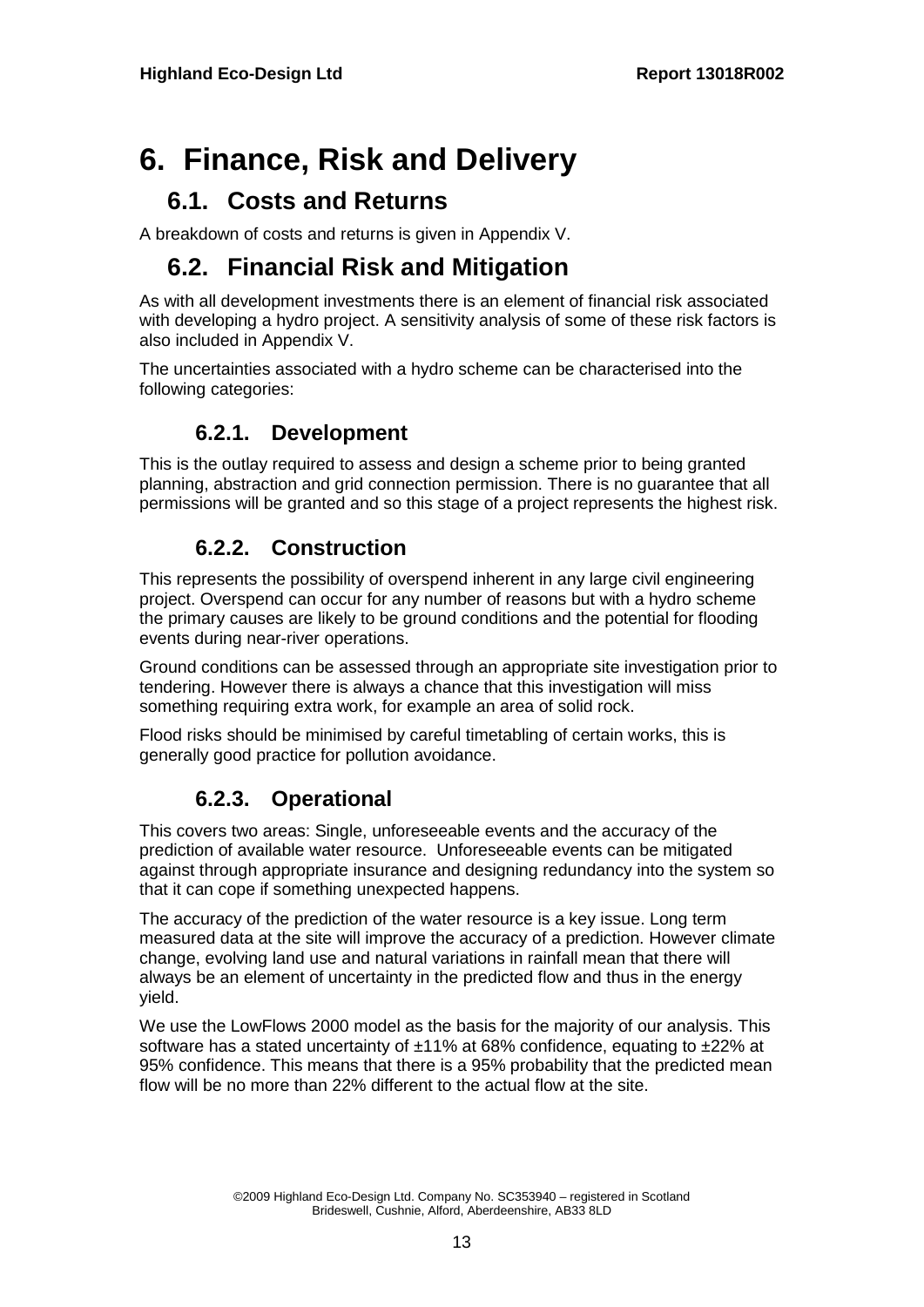# 6. Finance, Risk and Delivery

## 6.1. Costs and Returns

A breakdown of costs and returns is given in Appendix V.

## 6.2. Financial Risk and Mitigation

As with all development investments there is an element of financial risk associated with developing a hydro project. A sensitivity analysis of some of these risk factors is also included in Appendix V.

The uncertainties associated with a hydro scheme can be characterised into the following categories:

### 6.2.1. Development

This is the outlay required to assess and design a scheme prior to being granted planning, abstraction and grid connection permission. There is no guarantee that all permissions will be granted and so this stage of a project represents the highest risk.

### 6.2.2. Construction

This represents the possibility of overspend inherent in any large civil engineering project. Overspend can occur for any number of reasons but with a hydro scheme the primary causes are likely to be ground conditions and the potential for flooding events during near-river operations.

Ground conditions can be assessed through an appropriate site investigation prior to tendering. However there is always a chance that this investigation will miss something requiring extra work, for example an area of solid rock.

Flood risks should be minimised by careful timetabling of certain works, this is generally good practice for pollution avoidance.

### 6.2.3. Operational

This covers two areas: Single, unforeseeable events and the accuracy of the prediction of available water resource. Unforeseeable events can be mitigated against through appropriate insurance and designing redundancy into the system so that it can cope if something unexpected happens.

The accuracy of the prediction of the water resource is a key issue. Long term measured data at the site will improve the accuracy of a prediction. However climate change, evolving land use and natural variations in rainfall mean that there will always be an element of uncertainty in the predicted flow and thus in the energy yield.

We use the LowFlows 2000 model as the basis for the majority of our analysis. This software has a stated uncertainty of ±11% at 68% confidence, equating to ±22% at 95% confidence. This means that there is a 95% probability that the predicted mean flow will be no more than 22% different to the actual flow at the site.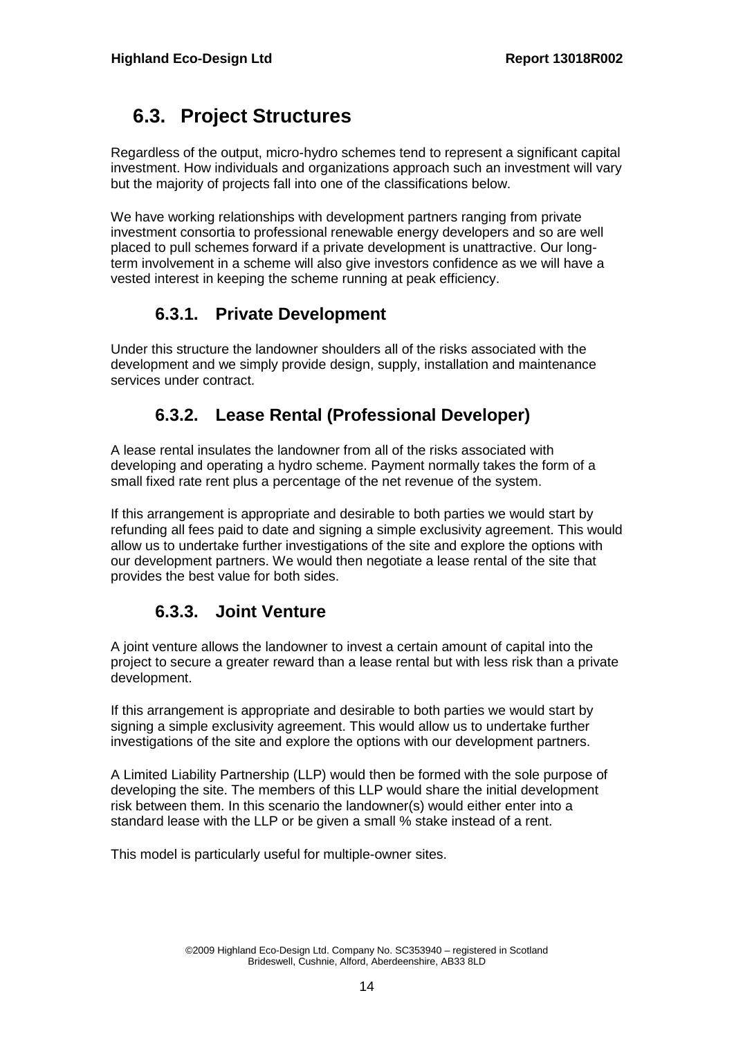## 6.3. Project Structures

Regardless of the output, micro-hydro schemes tend to represent a significant capital investment. How individuals and organizations approach such an investment will vary but the majority of projects fall into one of the classifications below.

We have working relationships with development partners ranging from private investment consortia to professional renewable energy developers and so are well placed to pull schemes forward if a private development is unattractive. Our long-term involvement in a scheme will also give investors confidence as we will have a vested interest in keeping the scheme running at peak efficiency.

### 6.3.1. Private Development

Under this structure the landowner shoulders all of the risks associated with the development and we simply provide design, supply, installation and maintenance services under contract.

### 6.3.2. Lease Rental (Professional Developer)

A lease rental insulates the landowner from all of the risks associated with developing and operating a hydro scheme. Payment normally takes the form of a small fixed rate rent plus a percentage of the net revenue of the system.

If this arrangement is appropriate and desirable to both parties we would start by refunding all fees paid to date and signing a simple exclusivity agreement. This would allow us to undertake further investigations of the site and explore the options with our development partners. We would then negotiate a lease rental of the site that provides the best value for both sides.

### 6.3.3. Joint Venture

A joint venture allows the landowner to invest a certain amount of capital into the project to secure a greater reward than a lease rental but with less risk than a private development.

If this arrangement is appropriate and desirable to both parties we would start by signing a simple exclusivity agreement. This would allow us to undertake further investigations of the site and explore the options with our development partners.

A Limited Liability Partnership (LLP) would then be formed with the sole purpose of developing the site. The members of this LLP would share the initial development risk between them. In this scenario the landowner(s) would either enter into a standard lease with the LLP or be given a small % stake instead of a rent.

This model is particularly useful for multiple-owner sites.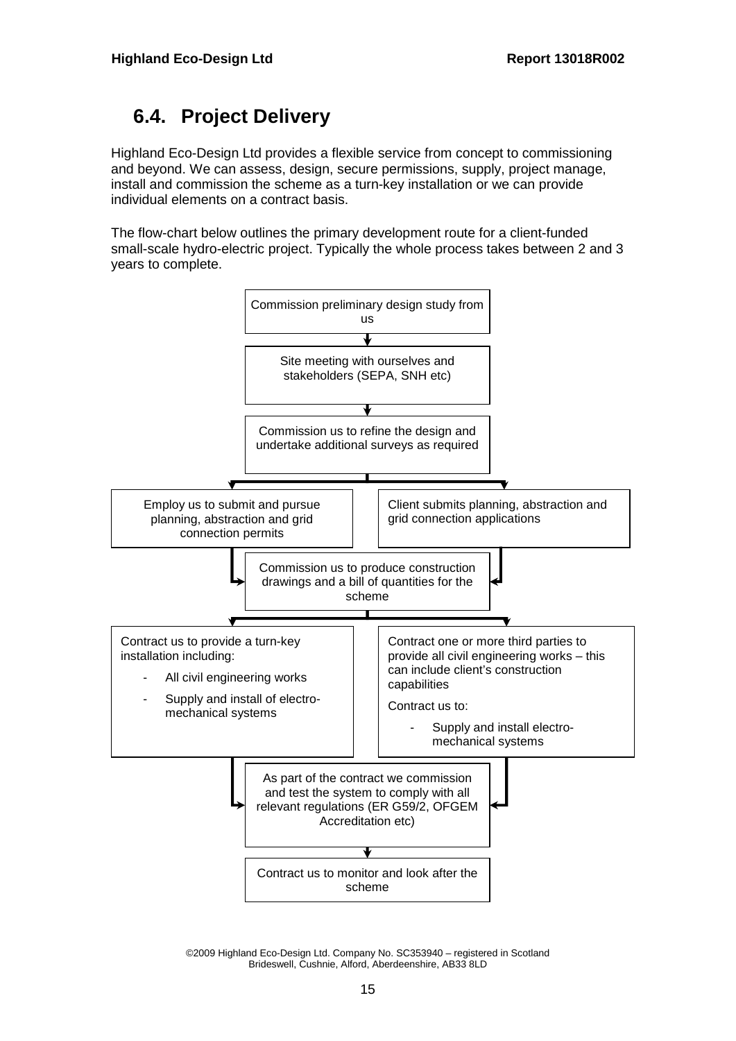## 6.4. Project Delivery

Highland Eco-Design Ltd provides a flexible service from concept to commissioning and beyond. We can assess, design, secure permissions, supply, project manage, install and commission the scheme as a turn-key installation or we can provide individual elements on a contract basis.

The flow-chart below outlines the primary development route for a client-funded small-scale hydro-electric project. Typically the whole process takes between 2 and 3 years to complete.

Commission preliminary design study from us

↓

Site meeting with ourselves and stakeholders (SEPA, SNH etc)

↓

Commission us to refine the design and undertake additional surveys as required

↓ (either of the following)

- Employ us to submit and pursue planning, abstraction and grid connection permits
- Client submits planning, abstraction and grid connection applications

↓

Commission us to produce construction drawings and a bill of quantities for the scheme

↓ (either of the following)

- Contract us to provide a turn-key installation including:
  - All civil engineering works
  - Supply and install of electro-mechanical systems
- Contract one or more third parties to provide all civil engineering works – this can include client's construction capabilities

  Contract us to:
  - Supply and install electro-mechanical systems

↓

As part of the contract we commission and test the system to comply with all relevant regulations (ER G59/2, OFGEM Accreditation etc)

↓

Contract us to monitor and look after the scheme

©2009 Highland Eco-Design Ltd. Company No. SC353940 – registered in Scotland
Brideswell, Cushnie, Alford, Aberdeenshire, AB33 8LD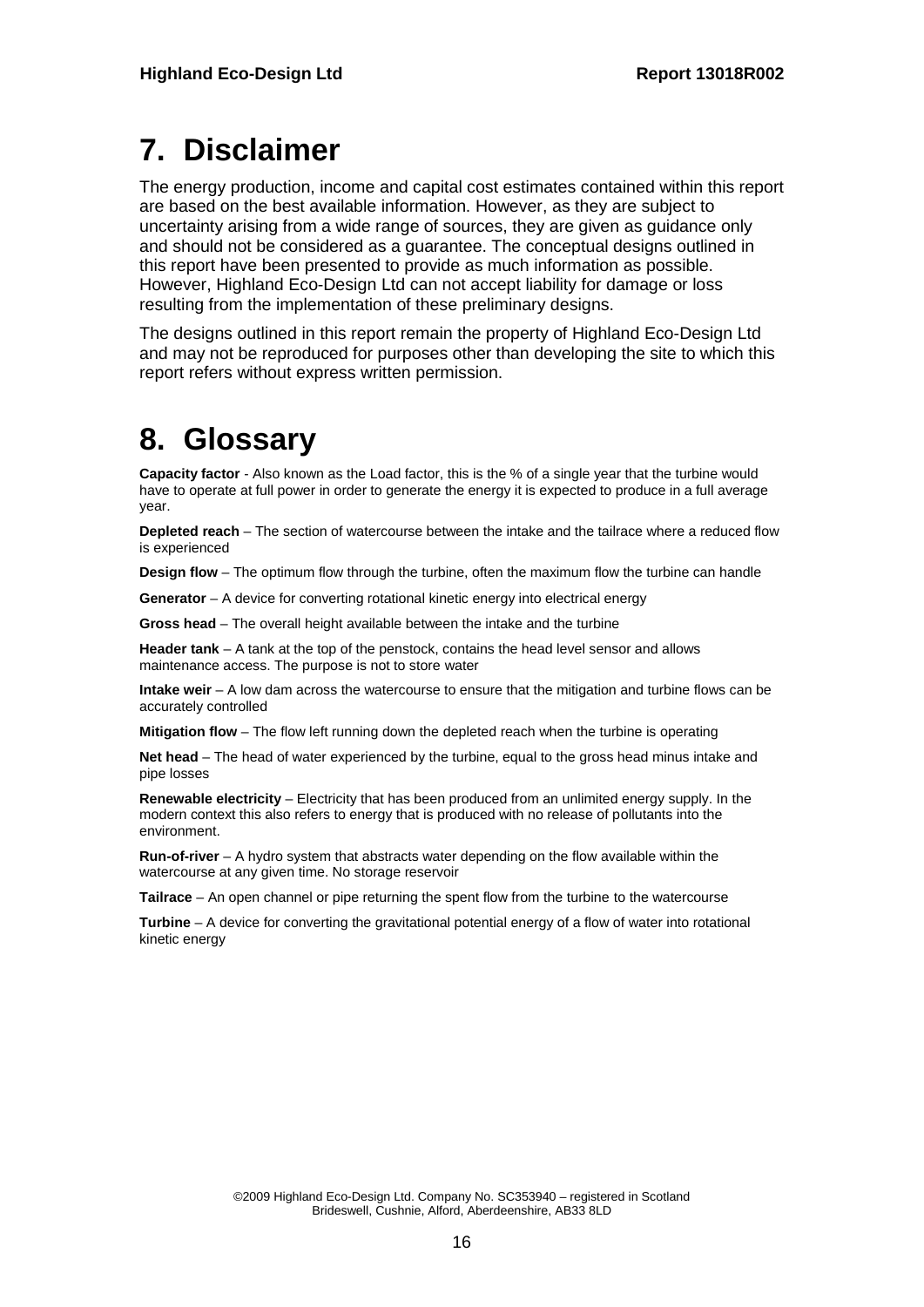# 7. Disclaimer

The energy production, income and capital cost estimates contained within this report are based on the best available information. However, as they are subject to uncertainty arising from a wide range of sources, they are given as guidance only and should not be considered as a guarantee. The conceptual designs outlined in this report have been presented to provide as much information as possible. However, Highland Eco-Design Ltd can not accept liability for damage or loss resulting from the implementation of these preliminary designs.

The designs outlined in this report remain the property of Highland Eco-Design Ltd and may not be reproduced for purposes other than developing the site to which this report refers without express written permission.

# 8. Glossary

**Capacity factor** - Also known as the Load factor, this is the % of a single year that the turbine would have to operate at full power in order to generate the energy it is expected to produce in a full average year.

**Depleted reach** – The section of watercourse between the intake and the tailrace where a reduced flow is experienced

**Design flow** – The optimum flow through the turbine, often the maximum flow the turbine can handle

**Generator** – A device for converting rotational kinetic energy into electrical energy

**Gross head** – The overall height available between the intake and the turbine

**Header tank** – A tank at the top of the penstock, contains the head level sensor and allows maintenance access. The purpose is not to store water

**Intake weir** – A low dam across the watercourse to ensure that the mitigation and turbine flows can be accurately controlled

**Mitigation flow** – The flow left running down the depleted reach when the turbine is operating

**Net head** – The head of water experienced by the turbine, equal to the gross head minus intake and pipe losses

**Renewable electricity** – Electricity that has been produced from an unlimited energy supply. In the modern context this also refers to energy that is produced with no release of pollutants into the environment.

**Run-of-river** – A hydro system that abstracts water depending on the flow available within the watercourse at any given time. No storage reservoir

**Tailrace** – An open channel or pipe returning the spent flow from the turbine to the watercourse

**Turbine** – A device for converting the gravitational potential energy of a flow of water into rotational kinetic energy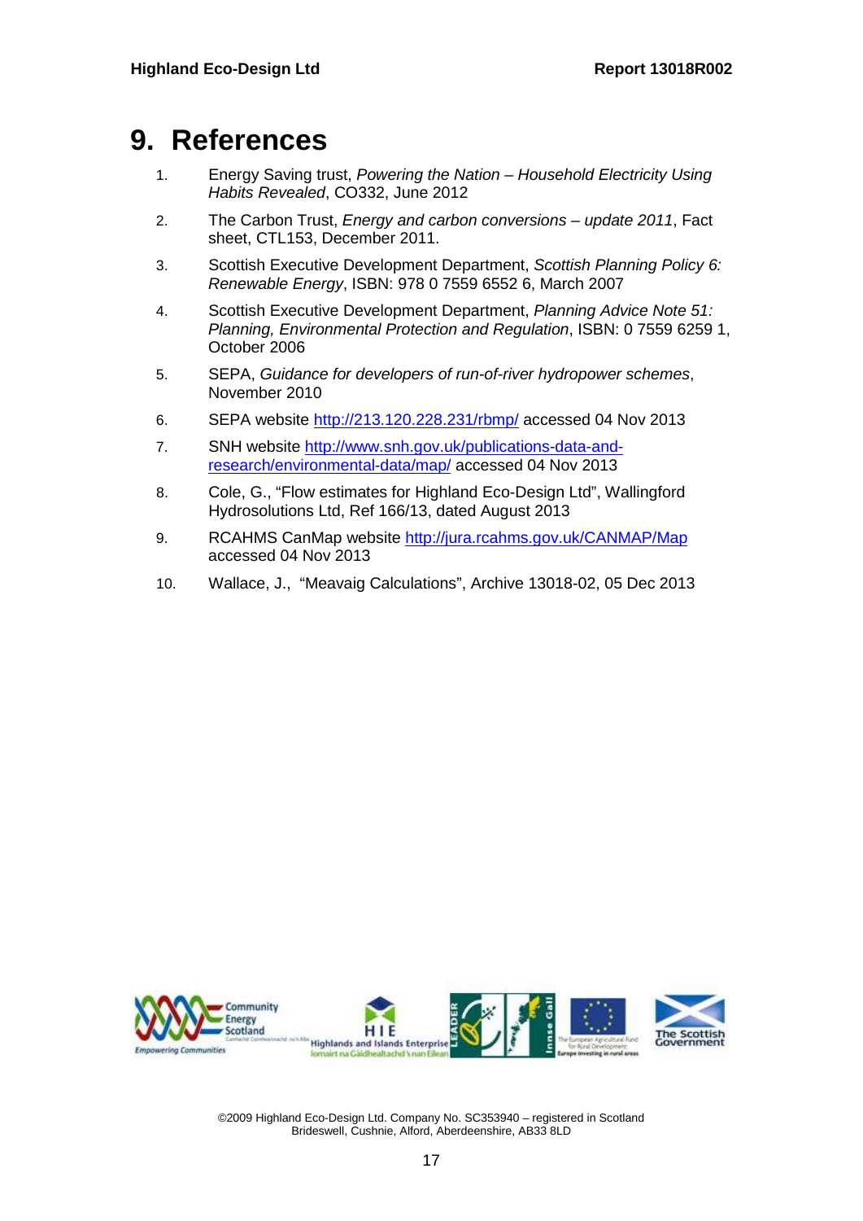# 9. References

1. Energy Saving trust, *Powering the Nation – Household Electricity Using Habits Revealed*, CO332, June 2012
2. The Carbon Trust, *Energy and carbon conversions – update 2011*, Fact sheet, CTL153, December 2011.
3. Scottish Executive Development Department, *Scottish Planning Policy 6: Renewable Energy*, ISBN: 978 0 7559 6552 6, March 2007
4. Scottish Executive Development Department, *Planning Advice Note 51: Planning, Environmental Protection and Regulation*, ISBN: 0 7559 6259 1, October 2006
5. SEPA, *Guidance for developers of run-of-river hydropower schemes*, November 2010
6. SEPA website http://213.120.228.231/rbmp/ accessed 04 Nov 2013
7. SNH website http://www.snh.gov.uk/publications-data-and-research/environmental-data/map/ accessed 04 Nov 2013
8. Cole, G., "Flow estimates for Highland Eco-Design Ltd", Wallingford Hydrosolutions Ltd, Ref 166/13, dated August 2013
9. RCAHMS CanMap website http://jura.rcahms.gov.uk/CANMAP/Map accessed 04 Nov 2013
10. Wallace, J., "Meavaig Calculations", Archive 13018-02, 05 Dec 2013